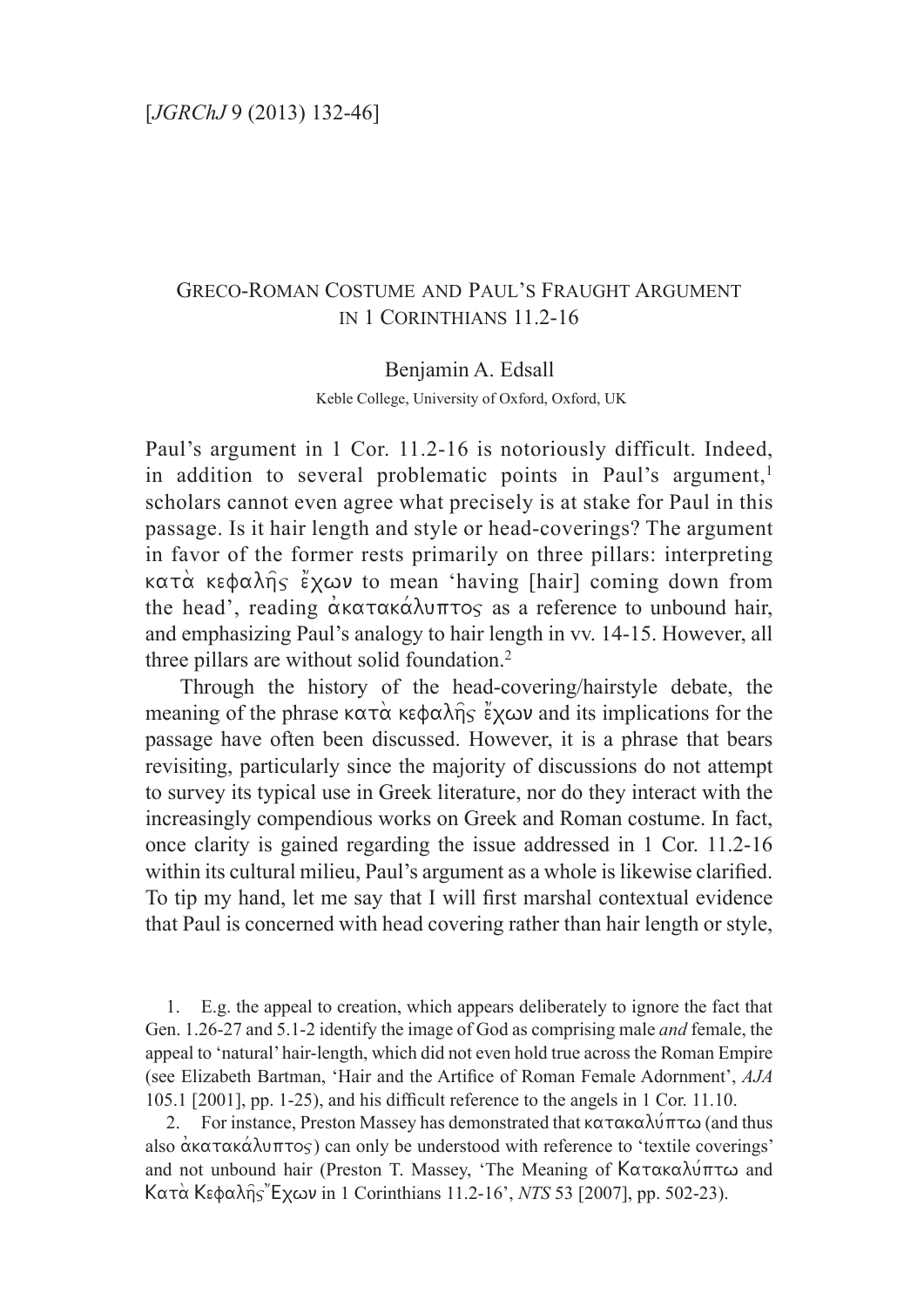# Greco-Roman Costume and Paul's Fraught Argument in 1 Corinthians 11.2-16

Benjamin A. Edsall

Keble College, University of Oxford, Oxford, UK

Paul's argument in 1 Cor. 11.2-16 is notoriously difficult. Indeed, in addition to several problematic points in Paul's argument,[1] scholars cannot even agree what precisely is at stake for Paul in this passage. Is it hair length and style or head-coverings? The argument in favor of the former rests primarily on three pillars: interpreting κατὰ κεφαλῆς ἔχων to mean 'having [hair] coming down from the head', reading ἀκατακάλυπτος as a reference to unbound hair, and emphasizing Paul's analogy to hair length in vv. 14-15. However, all three pillars are without solid foundation.[2]

Through the history of the head-covering/hairstyle debate, the meaning of the phrase κατὰ κεφαλῆς ἔχων and its implications for the passage have often been discussed. However, it is a phrase that bears revisiting, particularly since the majority of discussions do not attempt to survey its typical use in Greek literature, nor do they interact with the increasingly compendious works on Greek and Roman costume. In fact, once clarity is gained regarding the issue addressed in 1 Cor. 11.2-16 within its cultural milieu, Paul's argument as a whole is likewise clarified. To tip my hand, let me say that I will first marshal contextual evidence that Paul is concerned with head covering rather than hair length or style,

1. E.g. the appeal to creation, which appears deliberately to ignore the fact that Gen. 1.26-27 and 5.1-2 identify the image of God as comprising male *and* female, the appeal to 'natural' hair-length, which did not even hold true across the Roman Empire (see Elizabeth Bartman, 'Hair and the Artifice of Roman Female Adornment', *AJA* 105.1 [2001], pp. 1-25), and his difficult reference to the angels in 1 Cor. 11.10.

2. For instance, Preston Massey has demonstrated that κατακαλύπτω (and thus also ἀκατακάλυπτος) can only be understood with reference to 'textile coverings' and not unbound hair (Preston T. Massey, 'The Meaning of Κατακαλύπτω and Κατὰ Κεφαλῆς Ἔχων in 1 Corinthians 11.2-16', *NTS* 53 [2007], pp. 502-23).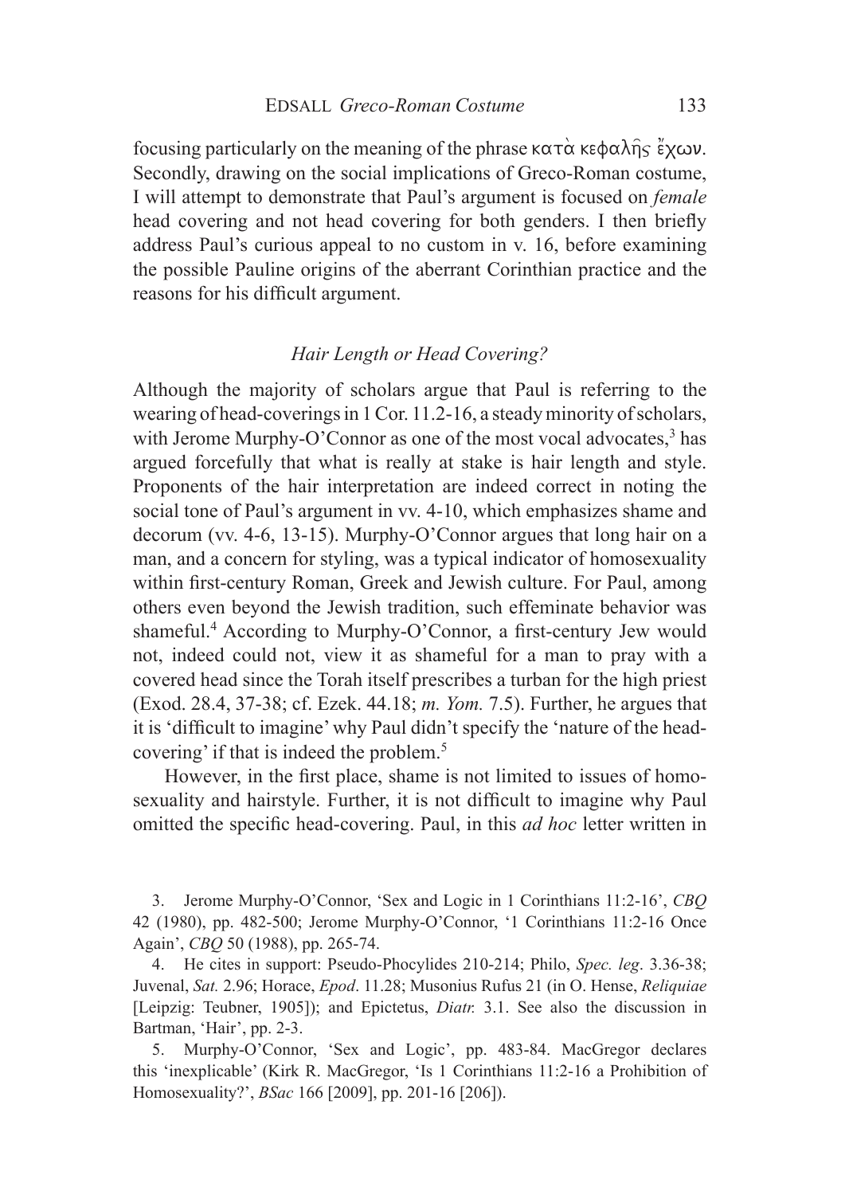focusing particularly on the meaning of the phrase κατὰ κεφαλῆς ἔχων. Secondly, drawing on the social implications of Greco-Roman costume, I will attempt to demonstrate that Paul's argument is focused on *female* head covering and not head covering for both genders. I then briefly address Paul's curious appeal to no custom in v. 16, before examining the possible Pauline origins of the aberrant Corinthian practice and the reasons for his difficult argument.

### *Hair Length or Head Covering?*

Although the majority of scholars argue that Paul is referring to the wearing of head-coverings in 1 Cor. 11.2-16, a steady minority of scholars, with Jerome Murphy-O'Connor as one of the most vocal advocates,[3] has argued forcefully that what is really at stake is hair length and style. Proponents of the hair interpretation are indeed correct in noting the social tone of Paul's argument in vv. 4-10, which emphasizes shame and decorum (vv. 4-6, 13-15). Murphy-O'Connor argues that long hair on a man, and a concern for styling, was a typical indicator of homosexuality within first-century Roman, Greek and Jewish culture. For Paul, among others even beyond the Jewish tradition, such effeminate behavior was shameful.[4] According to Murphy-O'Connor, a first-century Jew would not, indeed could not, view it as shameful for a man to pray with a covered head since the Torah itself prescribes a turban for the high priest (Exod. 28.4, 37-38; cf. Ezek. 44.18; *m. Yom.* 7.5). Further, he argues that it is 'difficult to imagine' why Paul didn't specify the 'nature of the head-covering' if that is indeed the problem.[5]

However, in the first place, shame is not limited to issues of homosexuality and hairstyle. Further, it is not difficult to imagine why Paul omitted the specific head-covering. Paul, in this *ad hoc* letter written in

---

3. Jerome Murphy-O'Connor, 'Sex and Logic in 1 Corinthians 11:2-16', *CBQ* 42 (1980), pp. 482-500; Jerome Murphy-O'Connor, '1 Corinthians 11:2-16 Once Again', *CBQ* 50 (1988), pp. 265-74.

4. He cites in support: Pseudo-Phocylides 210-214; Philo, *Spec. leg*. 3.36-38; Juvenal, *Sat.* 2.96; Horace, *Epod*. 11.28; Musonius Rufus 21 (in O. Hense, *Reliquiae* [Leipzig: Teubner, 1905]); and Epictetus, *Diatr.* 3.1. See also the discussion in Bartman, 'Hair', pp. 2-3.

5. Murphy-O'Connor, 'Sex and Logic', pp. 483-84. MacGregor declares this 'inexplicable' (Kirk R. MacGregor, 'Is 1 Corinthians 11:2-16 a Prohibition of Homosexuality?', *BSac* 166 [2009], pp. 201-16 [206]).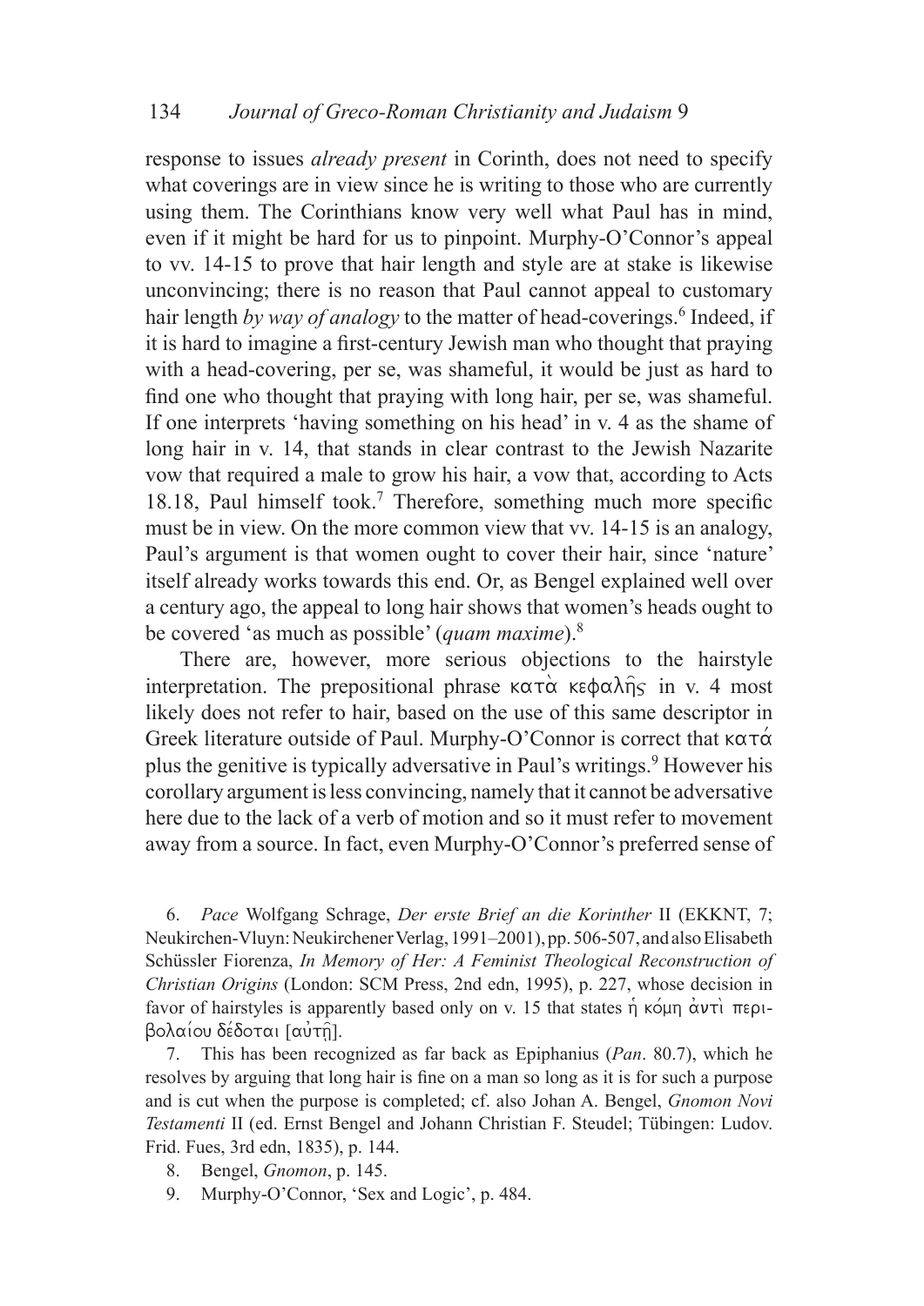response to issues *already present* in Corinth, does not need to specify what coverings are in view since he is writing to those who are currently using them. The Corinthians know very well what Paul has in mind, even if it might be hard for us to pinpoint. Murphy-O'Connor's appeal to vv. 14-15 to prove that hair length and style are at stake is likewise unconvincing; there is no reason that Paul cannot appeal to customary hair length *by way of analogy* to the matter of head-coverings.[6] Indeed, if it is hard to imagine a first-century Jewish man who thought that praying with a head-covering, per se, was shameful, it would be just as hard to find one who thought that praying with long hair, per se, was shameful. If one interprets 'having something on his head' in v. 4 as the shame of long hair in v. 14, that stands in clear contrast to the Jewish Nazarite vow that required a male to grow his hair, a vow that, according to Acts 18.18, Paul himself took.[7] Therefore, something much more specific must be in view. On the more common view that vv. 14-15 is an analogy, Paul's argument is that women ought to cover their hair, since 'nature' itself already works towards this end. Or, as Bengel explained well over a century ago, the appeal to long hair shows that women's heads ought to be covered 'as much as possible' (*quam maxime*).[8]

There are, however, more serious objections to the hairstyle interpretation. The prepositional phrase κατὰ κεφαλῆς in v. 4 most likely does not refer to hair, based on the use of this same descriptor in Greek literature outside of Paul. Murphy-O'Connor is correct that κατά plus the genitive is typically adversative in Paul's writings.[9] However his corollary argument is less convincing, namely that it cannot be adversative here due to the lack of a verb of motion and so it must refer to movement away from a source. In fact, even Murphy-O'Connor's preferred sense of

6. *Pace* Wolfgang Schrage, *Der erste Brief an die Korinther* II (EKKNT, 7; Neukirchen-Vluyn: Neukirchener Verlag, 1991–2001), pp. 506-507, and also Elisabeth Schüssler Fiorenza, *In Memory of Her: A Feminist Theological Reconstruction of Christian Origins* (London: SCM Press, 2nd edn, 1995), p. 227, whose decision in favor of hairstyles is apparently based only on v. 15 that states ἡ κόμη ἀντὶ περιβολαίου δέδοται [αὐτῇ].

7. This has been recognized as far back as Epiphanius (*Pan*. 80.7), which he resolves by arguing that long hair is fine on a man so long as it is for such a purpose and is cut when the purpose is completed; cf. also Johan A. Bengel, *Gnomon Novi Testamenti* II (ed. Ernst Bengel and Johann Christian F. Steudel; Tübingen: Ludov. Frid. Fues, 3rd edn, 1835), p. 144.

8. Bengel, *Gnomon*, p. 145.

9. Murphy-O'Connor, 'Sex and Logic', p. 484.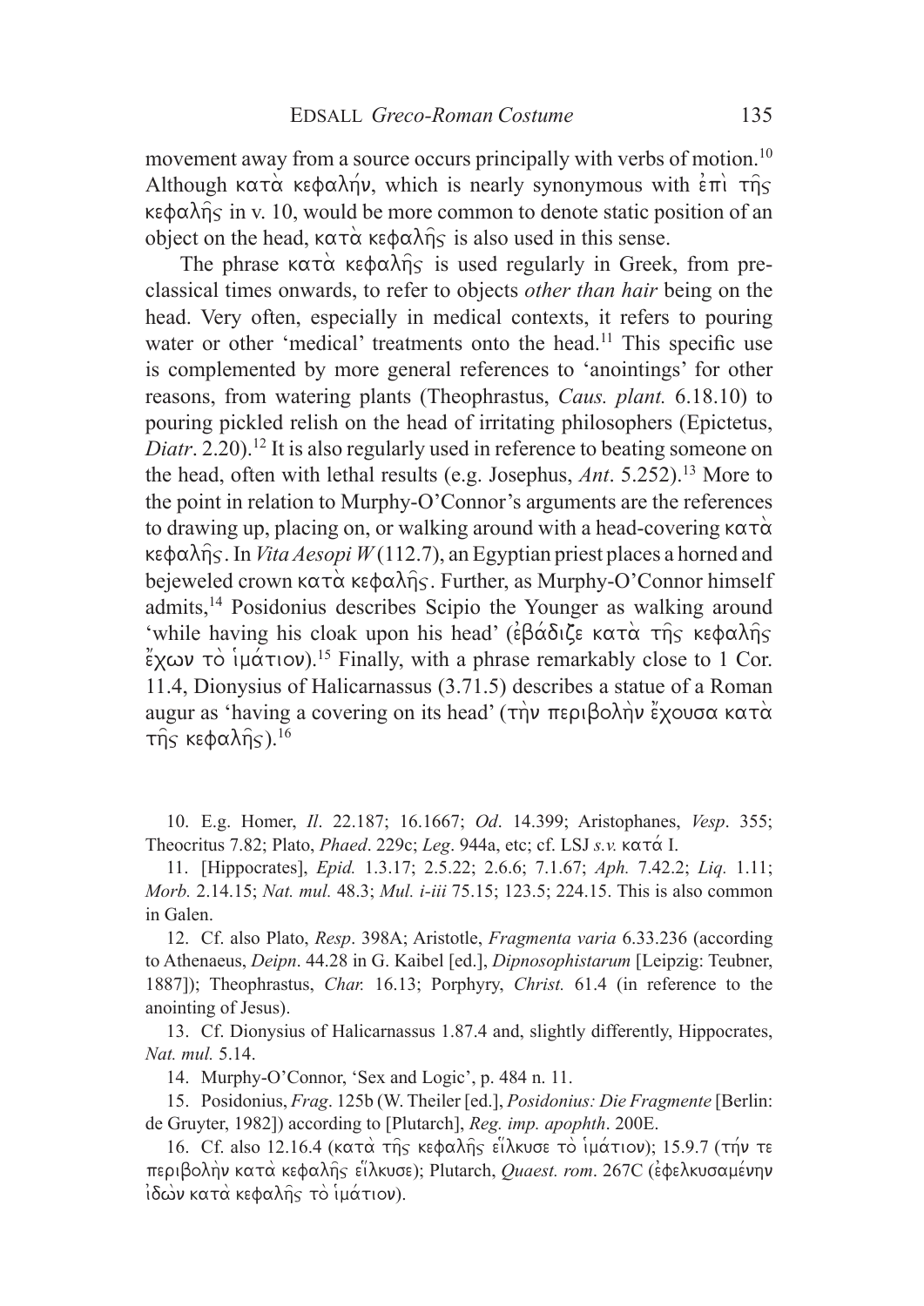movement away from a source occurs principally with verbs of motion.[10] Although κατὰ κεφαλήν, which is nearly synonymous with ἐπὶ τῆς κεφαλῆς in v. 10, would be more common to denote static position of an object on the head, κατὰ κεφαλῆς is also used in this sense.

The phrase κατὰ κεφαλῆς is used regularly in Greek, from pre-classical times onwards, to refer to objects *other than hair* being on the head. Very often, especially in medical contexts, it refers to pouring water or other 'medical' treatments onto the head.[11] This specific use is complemented by more general references to 'anointings' for other reasons, from watering plants (Theophrastus, *Caus. plant.* 6.18.10) to pouring pickled relish on the head of irritating philosophers (Epictetus, *Diatr*. 2.20).[12] It is also regularly used in reference to beating someone on the head, often with lethal results (e.g. Josephus, *Ant*. 5.252).[13] More to the point in relation to Murphy-O'Connor's arguments are the references to drawing up, placing on, or walking around with a head-covering κατὰ κεφαλῆς. In *Vita Aesopi W* (112.7), an Egyptian priest places a horned and bejeweled crown κατὰ κεφαλῆς. Further, as Murphy-O'Connor himself admits,[14] Posidonius describes Scipio the Younger as walking around 'while having his cloak upon his head' (ἐβάδιζε κατὰ τῆς κεφαλῆς ἔχων τὸ ἱμάτιον).[15] Finally, with a phrase remarkably close to 1 Cor. 11.4, Dionysius of Halicarnassus (3.71.5) describes a statue of a Roman augur as 'having a covering on its head' (τὴν περιβολὴν ἔχουσα κατὰ τῆς κεφαλῆς).[16]

10. E.g. Homer, *Il*. 22.187; 16.1667; *Od*. 14.399; Aristophanes, *Vesp*. 355; Theocritus 7.82; Plato, *Phaed*. 229c; *Leg*. 944a, etc; cf. LSJ *s.v.* κατά I.

11. [Hippocrates], *Epid.* 1.3.17; 2.5.22; 2.6.6; 7.1.67; *Aph.* 7.42.2; *Liq.* 1.11; *Morb.* 2.14.15; *Nat. mul.* 48.3; *Mul. i-iii* 75.15; 123.5; 224.15. This is also common in Galen.

12. Cf. also Plato, *Resp*. 398A; Aristotle, *Fragmenta varia* 6.33.236 (according to Athenaeus, *Deipn*. 44.28 in G. Kaibel [ed.], *Dipnosophistarum* [Leipzig: Teubner, 1887]); Theophrastus, *Char.* 16.13; Porphyry, *Christ.* 61.4 (in reference to the anointing of Jesus).

13. Cf. Dionysius of Halicarnassus 1.87.4 and, slightly differently, Hippocrates, *Nat. mul.* 5.14.

14. Murphy-O'Connor, 'Sex and Logic', p. 484 n. 11.

15. Posidonius, *Frag*. 125b (W. Theiler [ed.], *Posidonius: Die Fragmente* [Berlin: de Gruyter, 1982]) according to [Plutarch], *Reg. imp. apophth*. 200E.

16. Cf. also 12.16.4 (κατὰ τῆς κεφαλῆς εἵλκυσε τὸ ἱμάτιον); 15.9.7 (τήν τε περιβολὴν κατὰ κεφαλῆς εἵλκυσε); Plutarch, *Quaest. rom*. 267C (ἐφελκυσαμένην ἰδὼν κατὰ κεφαλῆς τὸ ἱμάτιον).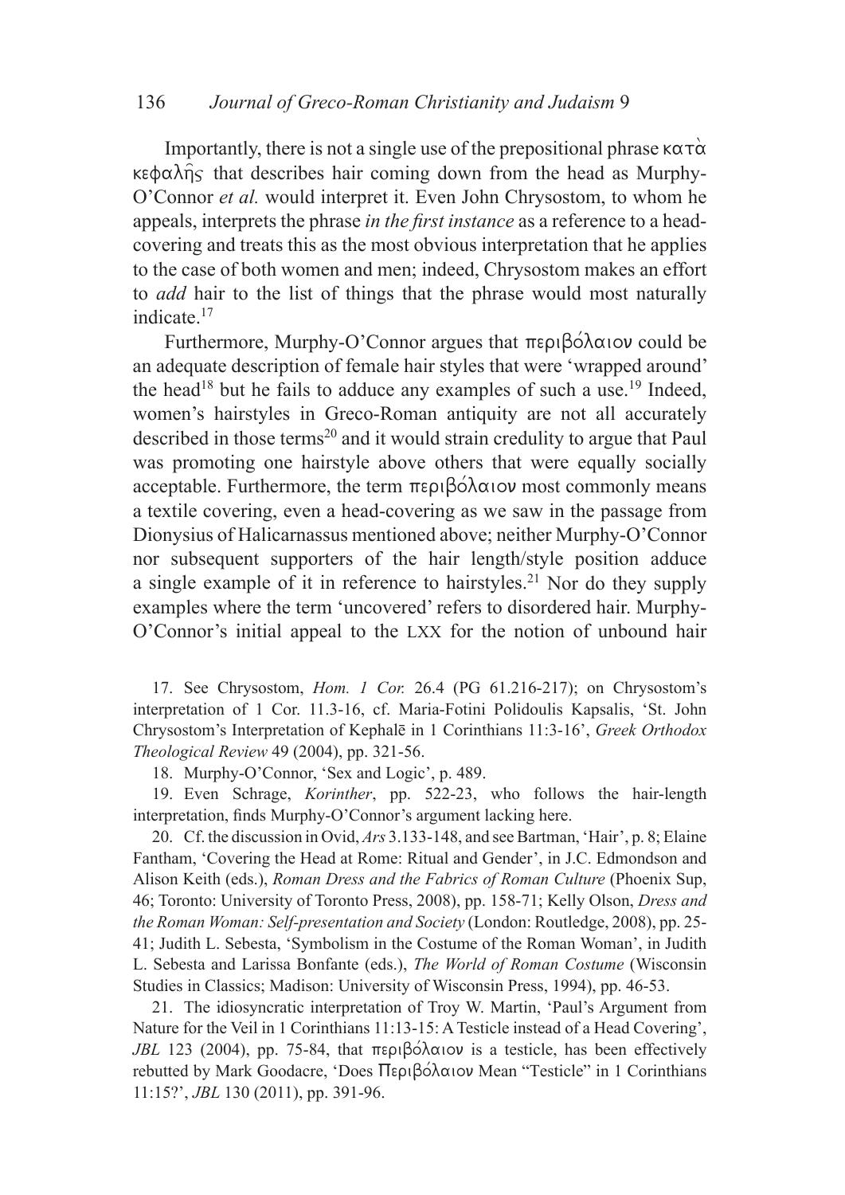Importantly, there is not a single use of the prepositional phrase κατὰ κεφαλῆς that describes hair coming down from the head as Murphy-O'Connor *et al.* would interpret it. Even John Chrysostom, to whom he appeals, interprets the phrase *in the first instance* as a reference to a head-covering and treats this as the most obvious interpretation that he applies to the case of both women and men; indeed, Chrysostom makes an effort to *add* hair to the list of things that the phrase would most naturally indicate.[17]

Furthermore, Murphy-O'Connor argues that περιβόλαιον could be an adequate description of female hair styles that were 'wrapped around' the head[18] but he fails to adduce any examples of such a use.[19] Indeed, women's hairstyles in Greco-Roman antiquity are not all accurately described in those terms[20] and it would strain credulity to argue that Paul was promoting one hairstyle above others that were equally socially acceptable. Furthermore, the term περιβόλαιον most commonly means a textile covering, even a head-covering as we saw in the passage from Dionysius of Halicarnassus mentioned above; neither Murphy-O'Connor nor subsequent supporters of the hair length/style position adduce a single example of it in reference to hairstyles.[21] Nor do they supply examples where the term 'uncovered' refers to disordered hair. Murphy-O'Connor's initial appeal to the LXX for the notion of unbound hair

17. See Chrysostom, *Hom. 1 Cor.* 26.4 (PG 61.216-217); on Chrysostom's interpretation of 1 Cor. 11.3-16, cf. Maria-Fotini Polidoulis Kapsalis, 'St. John Chrysostom's Interpretation of Kephalē in 1 Corinthians 11:3-16', *Greek Orthodox Theological Review* 49 (2004), pp. 321-56.

18. Murphy-O'Connor, 'Sex and Logic', p. 489.

19. Even Schrage, *Korinther*, pp. 522-23, who follows the hair-length interpretation, finds Murphy-O'Connor's argument lacking here.

20. Cf. the discussion in Ovid, *Ars* 3.133-148, and see Bartman, 'Hair', p. 8; Elaine Fantham, 'Covering the Head at Rome: Ritual and Gender', in J.C. Edmondson and Alison Keith (eds.), *Roman Dress and the Fabrics of Roman Culture* (Phoenix Sup, 46; Toronto: University of Toronto Press, 2008), pp. 158-71; Kelly Olson, *Dress and the Roman Woman: Self-presentation and Society* (London: Routledge, 2008), pp. 25-41; Judith L. Sebesta, 'Symbolism in the Costume of the Roman Woman', in Judith L. Sebesta and Larissa Bonfante (eds.), *The World of Roman Costume* (Wisconsin Studies in Classics; Madison: University of Wisconsin Press, 1994), pp. 46-53.

21. The idiosyncratic interpretation of Troy W. Martin, 'Paul's Argument from Nature for the Veil in 1 Corinthians 11:13-15: A Testicle instead of a Head Covering', *JBL* 123 (2004), pp. 75-84, that περιβόλαιον is a testicle, has been effectively rebutted by Mark Goodacre, 'Does Περιβόλαιον Mean "Testicle" in 1 Corinthians 11:15?', *JBL* 130 (2011), pp. 391-96.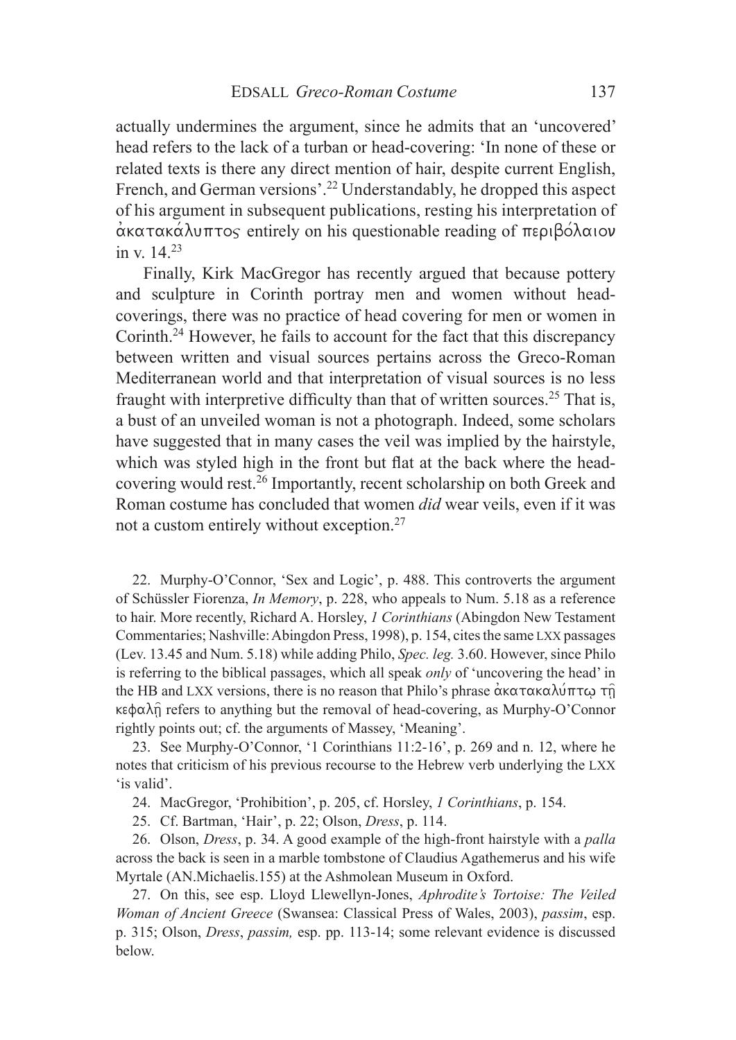actually undermines the argument, since he admits that an 'uncovered' head refers to the lack of a turban or head-covering: 'In none of these or related texts is there any direct mention of hair, despite current English, French, and German versions'.[22] Understandably, he dropped this aspect of his argument in subsequent publications, resting his interpretation of ἀκατακάλυπτος entirely on his questionable reading of περιβόλαιον in v. 14.[23]

Finally, Kirk MacGregor has recently argued that because pottery and sculpture in Corinth portray men and women without head-coverings, there was no practice of head covering for men or women in Corinth.[24] However, he fails to account for the fact that this discrepancy between written and visual sources pertains across the Greco-Roman Mediterranean world and that interpretation of visual sources is no less fraught with interpretive difficulty than that of written sources.[25] That is, a bust of an unveiled woman is not a photograph. Indeed, some scholars have suggested that in many cases the veil was implied by the hairstyle, which was styled high in the front but flat at the back where the head-covering would rest.[26] Importantly, recent scholarship on both Greek and Roman costume has concluded that women *did* wear veils, even if it was not a custom entirely without exception.[27]

22. Murphy-O'Connor, 'Sex and Logic', p. 488. This controverts the argument of Schüssler Fiorenza, *In Memory*, p. 228, who appeals to Num. 5.18 as a reference to hair. More recently, Richard A. Horsley, *1 Corinthians* (Abingdon New Testament Commentaries; Nashville: Abingdon Press, 1998), p. 154, cites the same LXX passages (Lev. 13.45 and Num. 5.18) while adding Philo, *Spec. leg.* 3.60. However, since Philo is referring to the biblical passages, which all speak *only* of 'uncovering the head' in the HB and LXX versions, there is no reason that Philo's phrase ἀκατακαλύπτῳ τῇ κεφαλῇ refers to anything but the removal of head-covering, as Murphy-O'Connor rightly points out; cf. the arguments of Massey, 'Meaning'.

23. See Murphy-O'Connor, '1 Corinthians 11:2-16', p. 269 and n. 12, where he notes that criticism of his previous recourse to the Hebrew verb underlying the LXX 'is valid'.

24. MacGregor, 'Prohibition', p. 205, cf. Horsley, *1 Corinthians*, p. 154.

25. Cf. Bartman, 'Hair', p. 22; Olson, *Dress*, p. 114.

26. Olson, *Dress*, p. 34. A good example of the high-front hairstyle with a *palla* across the back is seen in a marble tombstone of Claudius Agathemerus and his wife Myrtale (AN.Michaelis.155) at the Ashmolean Museum in Oxford.

27. On this, see esp. Lloyd Llewellyn-Jones, *Aphrodite's Tortoise: The Veiled Woman of Ancient Greece* (Swansea: Classical Press of Wales, 2003), *passim*, esp. p. 315; Olson, *Dress*, *passim,* esp. pp. 113-14; some relevant evidence is discussed below.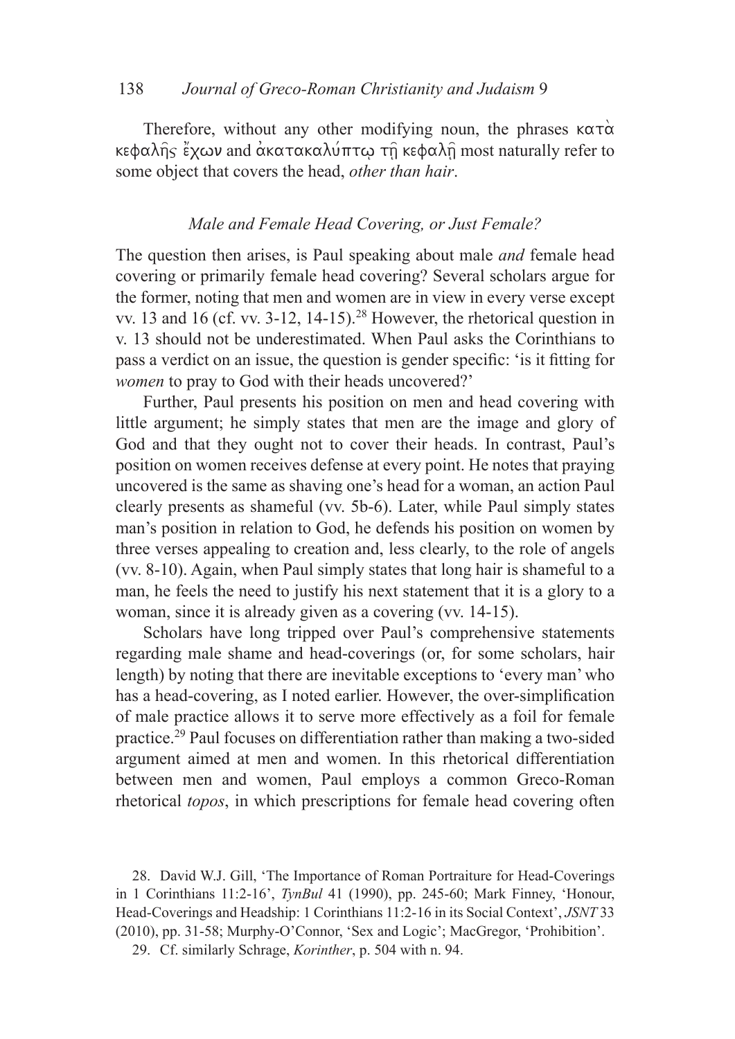Therefore, without any other modifying noun, the phrases κατὰ κεφαλῆς ἔχων and ἀκατακαλύπτῳ τῇ κεφαλῇ most naturally refer to some object that covers the head, *other than hair*.

### *Male and Female Head Covering, or Just Female?*

The question then arises, is Paul speaking about male *and* female head covering or primarily female head covering? Several scholars argue for the former, noting that men and women are in view in every verse except vv. 13 and 16 (cf. vv. 3-12, 14-15).[28] However, the rhetorical question in v. 13 should not be underestimated. When Paul asks the Corinthians to pass a verdict on an issue, the question is gender specific: 'is it fitting for *women* to pray to God with their heads uncovered?'

Further, Paul presents his position on men and head covering with little argument; he simply states that men are the image and glory of God and that they ought not to cover their heads. In contrast, Paul's position on women receives defense at every point. He notes that praying uncovered is the same as shaving one's head for a woman, an action Paul clearly presents as shameful (vv. 5b-6). Later, while Paul simply states man's position in relation to God, he defends his position on women by three verses appealing to creation and, less clearly, to the role of angels (vv. 8-10). Again, when Paul simply states that long hair is shameful to a man, he feels the need to justify his next statement that it is a glory to a woman, since it is already given as a covering (vv. 14-15).

Scholars have long tripped over Paul's comprehensive statements regarding male shame and head-coverings (or, for some scholars, hair length) by noting that there are inevitable exceptions to 'every man' who has a head-covering, as I noted earlier. However, the over-simplification of male practice allows it to serve more effectively as a foil for female practice.[29] Paul focuses on differentiation rather than making a two-sided argument aimed at men and women. In this rhetorical differentiation between men and women, Paul employs a common Greco-Roman rhetorical *topos*, in which prescriptions for female head covering often

28. David W.J. Gill, 'The Importance of Roman Portraiture for Head-Coverings in 1 Corinthians 11:2-16', *TynBul* 41 (1990), pp. 245-60; Mark Finney, 'Honour, Head-Coverings and Headship: 1 Corinthians 11:2-16 in its Social Context', *JSNT* 33 (2010), pp. 31-58; Murphy-O'Connor, 'Sex and Logic'; MacGregor, 'Prohibition'.

29. Cf. similarly Schrage, *Korinther*, p. 504 with n. 94.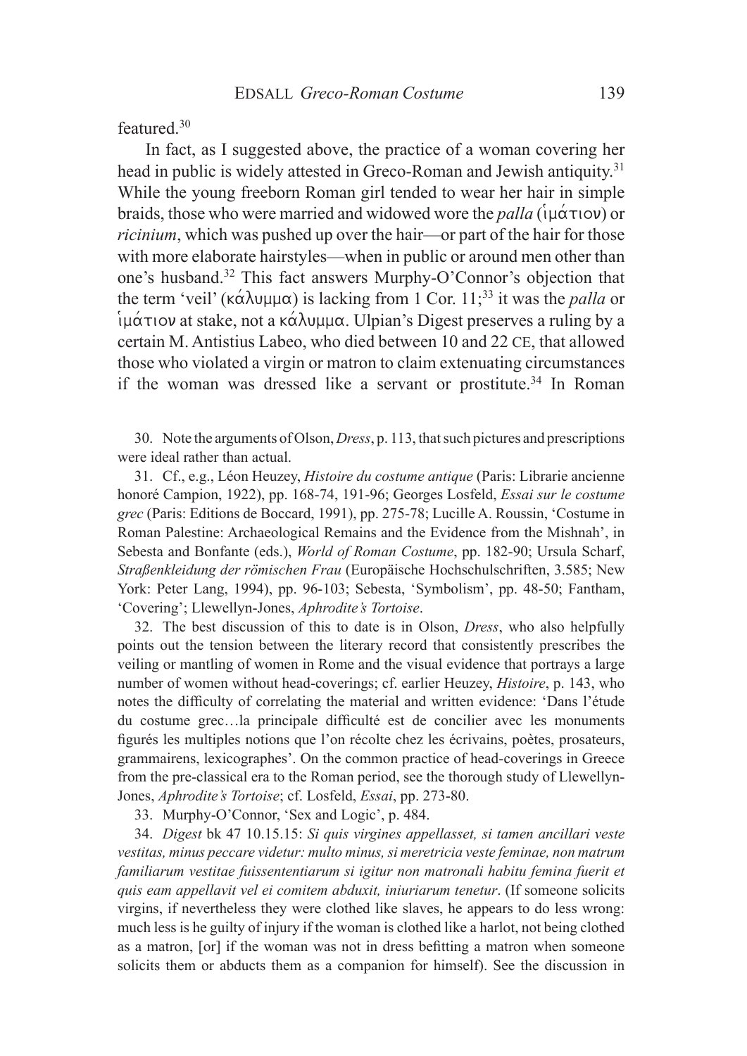featured.[30]

In fact, as I suggested above, the practice of a woman covering her head in public is widely attested in Greco-Roman and Jewish antiquity.[31] While the young freeborn Roman girl tended to wear her hair in simple braids, those who were married and widowed wore the *palla* (ἱμάτιον) or *ricinium*, which was pushed up over the hair—or part of the hair for those with more elaborate hairstyles—when in public or around men other than one's husband.[32] This fact answers Murphy-O'Connor's objection that the term 'veil' (κάλυμμα) is lacking from 1 Cor. 11;[33] it was the *palla* or ἱμάτιον at stake, not a κάλυμμα. Ulpian's Digest preserves a ruling by a certain M. Antistius Labeo, who died between 10 and 22 CE, that allowed those who violated a virgin or matron to claim extenuating circumstances if the woman was dressed like a servant or prostitute.[34] In Roman

30. Note the arguments of Olson, *Dress*, p. 113, that such pictures and prescriptions were ideal rather than actual.

31. Cf., e.g., Léon Heuzey, *Histoire du costume antique* (Paris: Librarie ancienne honoré Campion, 1922), pp. 168-74, 191-96; Georges Losfeld, *Essai sur le costume grec* (Paris: Editions de Boccard, 1991), pp. 275-78; Lucille A. Roussin, 'Costume in Roman Palestine: Archaeological Remains and the Evidence from the Mishnah', in Sebesta and Bonfante (eds.), *World of Roman Costume*, pp. 182-90; Ursula Scharf, *Straßenkleidung der römischen Frau* (Europäische Hochschulschriften, 3.585; New York: Peter Lang, 1994), pp. 96-103; Sebesta, 'Symbolism', pp. 48-50; Fantham, 'Covering'; Llewellyn-Jones, *Aphrodite's Tortoise*.

32. The best discussion of this to date is in Olson, *Dress*, who also helpfully points out the tension between the literary record that consistently prescribes the veiling or mantling of women in Rome and the visual evidence that portrays a large number of women without head-coverings; cf. earlier Heuzey, *Histoire*, p. 143, who notes the difficulty of correlating the material and written evidence: 'Dans l'étude du costume grec…la principale difficulté est de concilier avec les monuments figurés les multiples notions que l'on récolte chez les écrivains, poètes, prosateurs, grammairens, lexicographes'. On the common practice of head-coverings in Greece from the pre-classical era to the Roman period, see the thorough study of Llewellyn-Jones, *Aphrodite's Tortoise*; cf. Losfeld, *Essai*, pp. 273-80.

33. Murphy-O'Connor, 'Sex and Logic', p. 484.

34. *Digest* bk 47 10.15.15: *Si quis virgines appellasset, si tamen ancillari veste vestitas, minus peccare videtur: multo minus, si meretricia veste feminae, non matrum familiarum vestitae fuissententiarum si igitur non matronali habitu femina fuerit et quis eam appellavit vel ei comitem abduxit, iniuriarum tenetur*. (If someone solicits virgins, if nevertheless they were clothed like slaves, he appears to do less wrong: much less is he guilty of injury if the woman is clothed like a harlot, not being clothed as a matron, [or] if the woman was not in dress befitting a matron when someone solicits them or abducts them as a companion for himself). See the discussion in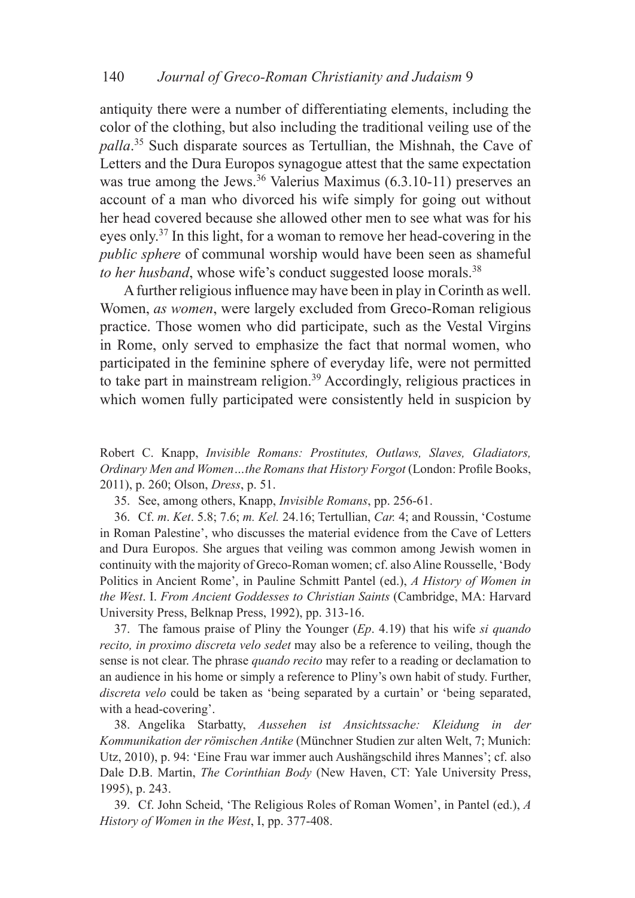antiquity there were a number of differentiating elements, including the color of the clothing, but also including the traditional veiling use of the *palla*.[35] Such disparate sources as Tertullian, the Mishnah, the Cave of Letters and the Dura Europos synagogue attest that the same expectation was true among the Jews.[36] Valerius Maximus (6.3.10-11) preserves an account of a man who divorced his wife simply for going out without her head covered because she allowed other men to see what was for his eyes only.[37] In this light, for a woman to remove her head-covering in the *public sphere* of communal worship would have been seen as shameful *to her husband*, whose wife's conduct suggested loose morals.[38]

A further religious influence may have been in play in Corinth as well. Women, *as women*, were largely excluded from Greco-Roman religious practice. Those women who did participate, such as the Vestal Virgins in Rome, only served to emphasize the fact that normal women, who participated in the feminine sphere of everyday life, were not permitted to take part in mainstream religion.[39] Accordingly, religious practices in which women fully participated were consistently held in suspicion by

Robert C. Knapp, *Invisible Romans: Prostitutes, Outlaws, Slaves, Gladiators, Ordinary Men and Women…the Romans that History Forgot* (London: Profile Books, 2011), p. 260; Olson, *Dress*, p. 51.

35. See, among others, Knapp, *Invisible Romans*, pp. 256-61.

36. Cf. *m*. *Ket*. 5.8; 7.6; *m. Kel.* 24.16; Tertullian, *Car.* 4; and Roussin, 'Costume in Roman Palestine', who discusses the material evidence from the Cave of Letters and Dura Europos. She argues that veiling was common among Jewish women in continuity with the majority of Greco-Roman women; cf. also Aline Rousselle, 'Body Politics in Ancient Rome', in Pauline Schmitt Pantel (ed.), *A History of Women in the West*. I. *From Ancient Goddesses to Christian Saints* (Cambridge, MA: Harvard University Press, Belknap Press, 1992), pp. 313-16.

37. The famous praise of Pliny the Younger (*Ep*. 4.19) that his wife *si quando recito, in proximo discreta velo sedet* may also be a reference to veiling, though the sense is not clear. The phrase *quando recito* may refer to a reading or declamation to an audience in his home or simply a reference to Pliny's own habit of study. Further, *discreta velo* could be taken as 'being separated by a curtain' or 'being separated, with a head-covering'.

38. Angelika Starbatty, *Aussehen ist Ansichtssache: Kleidung in der Kommunikation der römischen Antike* (Münchner Studien zur alten Welt, 7; Munich: Utz, 2010), p. 94: 'Eine Frau war immer auch Aushängschild ihres Mannes'; cf. also Dale D.B. Martin, *The Corinthian Body* (New Haven, CT: Yale University Press, 1995), p. 243.

39. Cf. John Scheid, 'The Religious Roles of Roman Women', in Pantel (ed.), *A History of Women in the West*, I, pp. 377-408.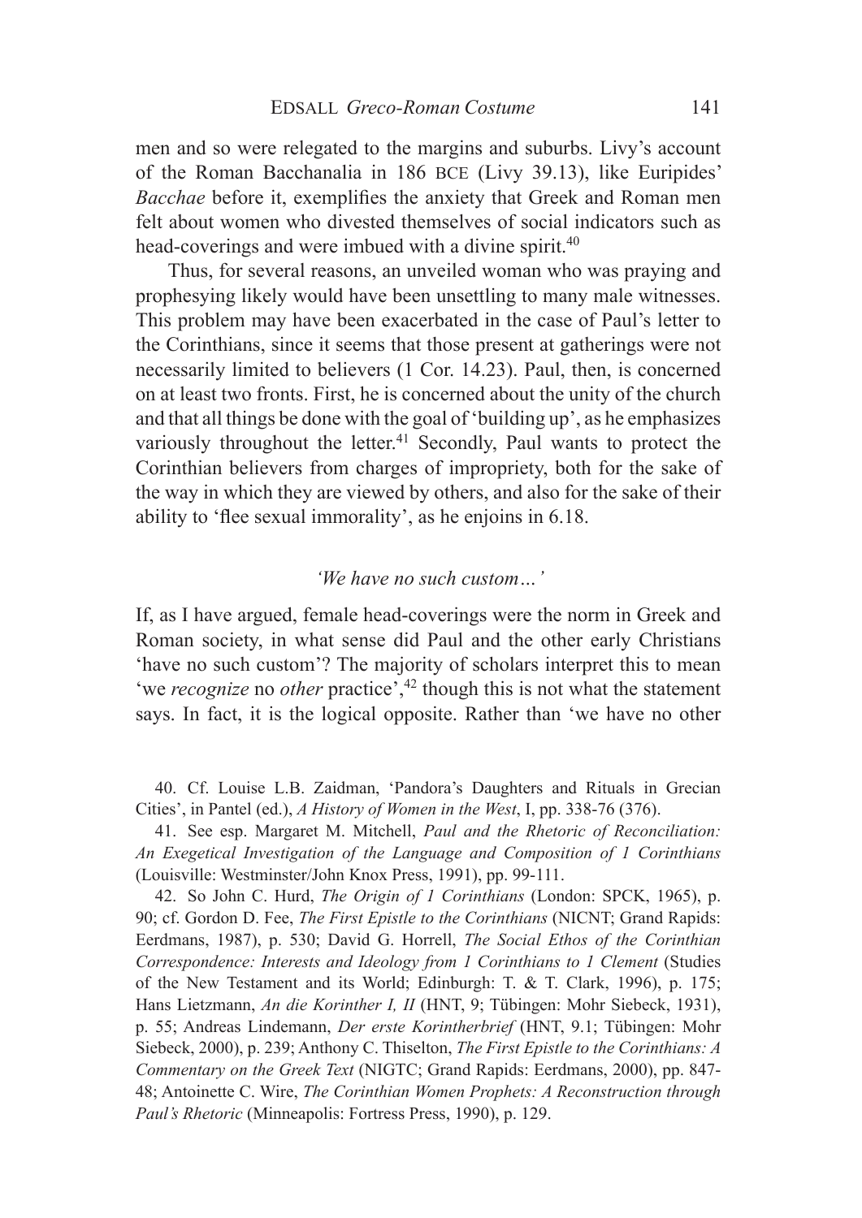men and so were relegated to the margins and suburbs. Livy's account of the Roman Bacchanalia in 186 BCE (Livy 39.13), like Euripides' *Bacchae* before it, exemplifies the anxiety that Greek and Roman men felt about women who divested themselves of social indicators such as head-coverings and were imbued with a divine spirit.[40]

Thus, for several reasons, an unveiled woman who was praying and prophesying likely would have been unsettling to many male witnesses. This problem may have been exacerbated in the case of Paul's letter to the Corinthians, since it seems that those present at gatherings were not necessarily limited to believers (1 Cor. 14.23). Paul, then, is concerned on at least two fronts. First, he is concerned about the unity of the church and that all things be done with the goal of 'building up', as he emphasizes variously throughout the letter.[41] Secondly, Paul wants to protect the Corinthian believers from charges of impropriety, both for the sake of the way in which they are viewed by others, and also for the sake of their ability to 'flee sexual immorality', as he enjoins in 6.18.

### *'We have no such custom…'*

If, as I have argued, female head-coverings were the norm in Greek and Roman society, in what sense did Paul and the other early Christians 'have no such custom'? The majority of scholars interpret this to mean 'we *recognize* no *other* practice',[42] though this is not what the statement says. In fact, it is the logical opposite. Rather than 'we have no other

40. Cf. Louise L.B. Zaidman, 'Pandora's Daughters and Rituals in Grecian Cities', in Pantel (ed.), *A History of Women in the West*, I, pp. 338-76 (376).

41. See esp. Margaret M. Mitchell, *Paul and the Rhetoric of Reconciliation: An Exegetical Investigation of the Language and Composition of 1 Corinthians* (Louisville: Westminster/John Knox Press, 1991), pp. 99-111.

42. So John C. Hurd, *The Origin of 1 Corinthians* (London: SPCK, 1965), p. 90; cf. Gordon D. Fee, *The First Epistle to the Corinthians* (NICNT; Grand Rapids: Eerdmans, 1987), p. 530; David G. Horrell, *The Social Ethos of the Corinthian Correspondence: Interests and Ideology from 1 Corinthians to 1 Clement* (Studies of the New Testament and its World; Edinburgh: T. & T. Clark, 1996), p. 175; Hans Lietzmann, *An die Korinther I, II* (HNT, 9; Tübingen: Mohr Siebeck, 1931), p. 55; Andreas Lindemann, *Der erste Korintherbrief* (HNT, 9.1; Tübingen: Mohr Siebeck, 2000), p. 239; Anthony C. Thiselton, *The First Epistle to the Corinthians: A Commentary on the Greek Text* (NIGTC; Grand Rapids: Eerdmans, 2000), pp. 847-48; Antoinette C. Wire, *The Corinthian Women Prophets: A Reconstruction through Paul's Rhetoric* (Minneapolis: Fortress Press, 1990), p. 129.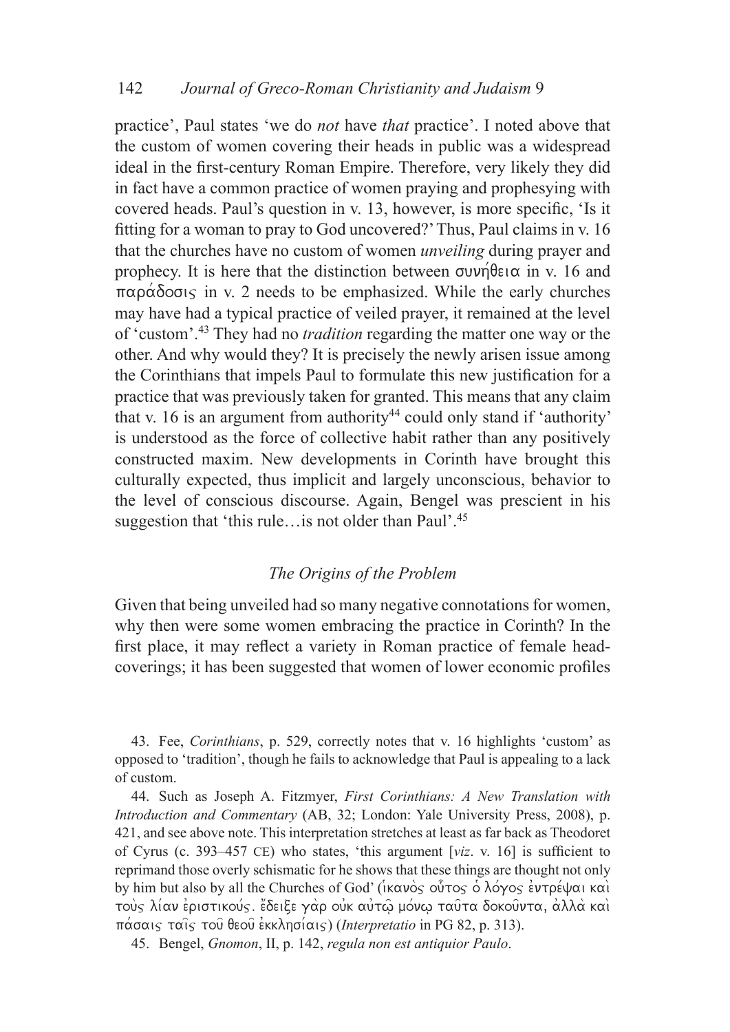practice', Paul states 'we do *not* have *that* practice'. I noted above that the custom of women covering their heads in public was a widespread ideal in the first-century Roman Empire. Therefore, very likely they did in fact have a common practice of women praying and prophesying with covered heads. Paul's question in v. 13, however, is more specific, 'Is it fitting for a woman to pray to God uncovered?' Thus, Paul claims in v. 16 that the churches have no custom of women *unveiling* during prayer and prophecy. It is here that the distinction between συνήθεια in v. 16 and παράδοσις in v. 2 needs to be emphasized. While the early churches may have had a typical practice of veiled prayer, it remained at the level of 'custom'.[43] They had no *tradition* regarding the matter one way or the other. And why would they? It is precisely the newly arisen issue among the Corinthians that impels Paul to formulate this new justification for a practice that was previously taken for granted. This means that any claim that v. 16 is an argument from authority[44] could only stand if 'authority' is understood as the force of collective habit rather than any positively constructed maxim. New developments in Corinth have brought this culturally expected, thus implicit and largely unconscious, behavior to the level of conscious discourse. Again, Bengel was prescient in his suggestion that 'this rule…is not older than Paul'.[45]

### *The Origins of the Problem*

Given that being unveiled had so many negative connotations for women, why then were some women embracing the practice in Corinth? In the first place, it may reflect a variety in Roman practice of female head-coverings; it has been suggested that women of lower economic profiles

43. Fee, *Corinthians*, p. 529, correctly notes that v. 16 highlights 'custom' as opposed to 'tradition', though he fails to acknowledge that Paul is appealing to a lack of custom.

44. Such as Joseph A. Fitzmyer, *First Corinthians: A New Translation with Introduction and Commentary* (AB, 32; London: Yale University Press, 2008), p. 421, and see above note. This interpretation stretches at least as far back as Theodoret of Cyrus (c. 393–457 CE) who states, 'this argument [*viz*. v. 16] is sufficient to reprimand those overly schismatic for he shows that these things are thought not only by him but also by all the Churches of God' (ἱκανὸς οὗτος ὁ λόγος ἐντρέψαι καὶ τοὺς λίαν ἐριστικούς. ἔδειξε γὰρ οὐκ αὐτῷ μόνῳ ταῦτα δοκοῦντα, ἀλλὰ καὶ πάσαις ταῖς τοῦ θεοῦ ἐκκλησίαις) (*Interpretatio* in PG 82, p. 313).

45. Bengel, *Gnomon*, II, p. 142, *regula non est antiquior Paulo*.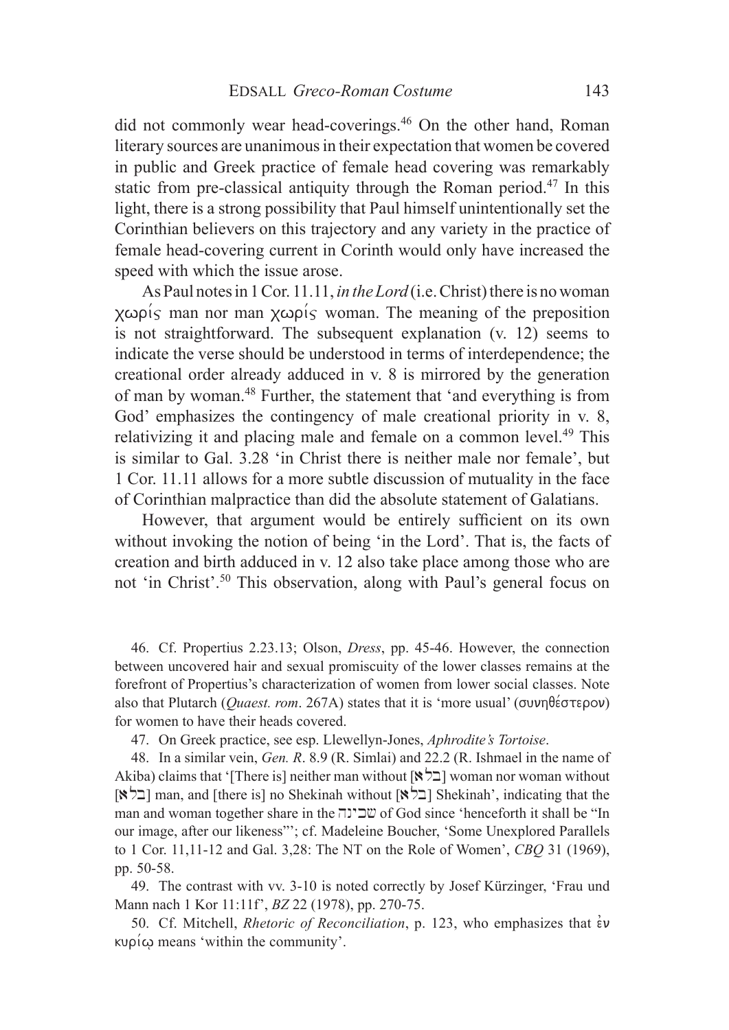did not commonly wear head-coverings.[46] On the other hand, Roman literary sources are unanimous in their expectation that women be covered in public and Greek practice of female head covering was remarkably static from pre-classical antiquity through the Roman period.[47] In this light, there is a strong possibility that Paul himself unintentionally set the Corinthian believers on this trajectory and any variety in the practice of female head-covering current in Corinth would only have increased the speed with which the issue arose.

As Paul notes in 1 Cor. 11.11, *in the Lord* (i.e. Christ) there is no woman χωρίς man nor man χωρίς woman. The meaning of the preposition is not straightforward. The subsequent explanation (v. 12) seems to indicate the verse should be understood in terms of interdependence; the creational order already adduced in v. 8 is mirrored by the generation of man by woman.[48] Further, the statement that 'and everything is from God' emphasizes the contingency of male creational priority in v. 8, relativizing it and placing male and female on a common level.[49] This is similar to Gal. 3.28 'in Christ there is neither male nor female', but 1 Cor. 11.11 allows for a more subtle discussion of mutuality in the face of Corinthian malpractice than did the absolute statement of Galatians.

However, that argument would be entirely sufficient on its own without invoking the notion of being 'in the Lord'. That is, the facts of creation and birth adduced in v. 12 also take place among those who are not 'in Christ'.[50] This observation, along with Paul's general focus on

46. Cf. Propertius 2.23.13; Olson, *Dress*, pp. 45-46. However, the connection between uncovered hair and sexual promiscuity of the lower classes remains at the forefront of Propertius's characterization of women from lower social classes. Note also that Plutarch (*Quaest. rom*. 267A) states that it is 'more usual' (συνηθέστερον) for women to have their heads covered.

47. On Greek practice, see esp. Llewellyn-Jones, *Aphrodite's Tortoise*.

48. In a similar vein, *Gen. R*. 8.9 (R. Simlai) and 22.2 (R. Ishmael in the name of Akiba) claims that '[There is] neither man without [בלא] woman nor woman without [בלא] man, and [there is] no Shekinah without [בלא] Shekinah', indicating that the man and woman together share in the שכינה of God since 'henceforth it shall be "In our image, after our likeness"'; cf. Madeleine Boucher, 'Some Unexplored Parallels to 1 Cor. 11,11-12 and Gal. 3,28: The NT on the Role of Women', *CBQ* 31 (1969), pp. 50-58.

49. The contrast with vv. 3-10 is noted correctly by Josef Kürzinger, 'Frau und Mann nach 1 Kor 11:11f', *BZ* 22 (1978), pp. 270-75.

50. Cf. Mitchell, *Rhetoric of Reconciliation*, p. 123, who emphasizes that ἐν κυρίῳ means 'within the community'.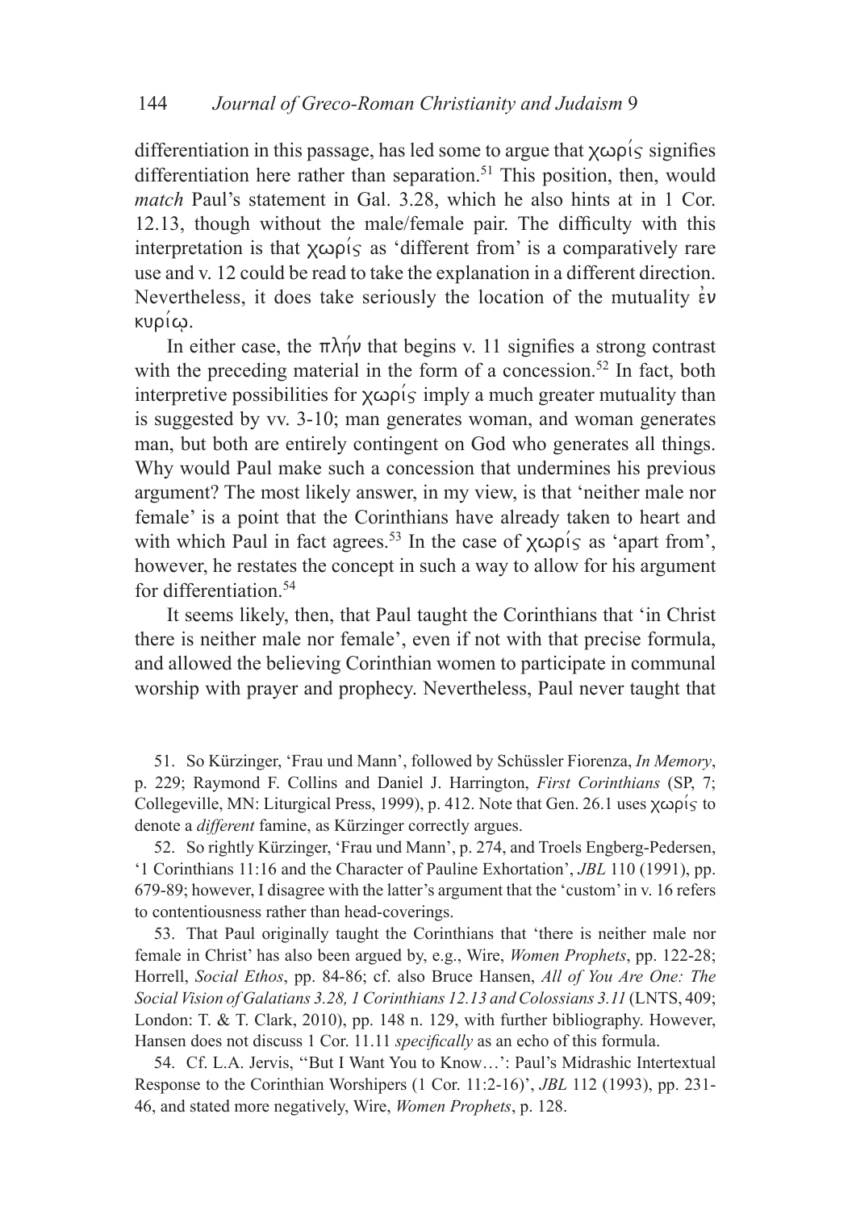differentiation in this passage, has led some to argue that χωρίς signifies differentiation here rather than separation.[51] This position, then, would *match* Paul's statement in Gal. 3.28, which he also hints at in 1 Cor. 12.13, though without the male/female pair. The difficulty with this interpretation is that χωρίς as 'different from' is a comparatively rare use and v. 12 could be read to take the explanation in a different direction. Nevertheless, it does take seriously the location of the mutuality ἐν κυρίῳ.

In either case, the πλήν that begins v. 11 signifies a strong contrast with the preceding material in the form of a concession.[52] In fact, both interpretive possibilities for χωρίς imply a much greater mutuality than is suggested by vv. 3-10; man generates woman, and woman generates man, but both are entirely contingent on God who generates all things. Why would Paul make such a concession that undermines his previous argument? The most likely answer, in my view, is that 'neither male nor female' is a point that the Corinthians have already taken to heart and with which Paul in fact agrees.[53] In the case of χωρίς as 'apart from', however, he restates the concept in such a way to allow for his argument for differentiation.[54]

It seems likely, then, that Paul taught the Corinthians that 'in Christ there is neither male nor female', even if not with that precise formula, and allowed the believing Corinthian women to participate in communal worship with prayer and prophecy. Nevertheless, Paul never taught that

51. So Kürzinger, 'Frau und Mann', followed by Schüssler Fiorenza, *In Memory*, p. 229; Raymond F. Collins and Daniel J. Harrington, *First Corinthians* (SP, 7; Collegeville, MN: Liturgical Press, 1999), p. 412. Note that Gen. 26.1 uses χωρίς to denote a *different* famine, as Kürzinger correctly argues.

52. So rightly Kürzinger, 'Frau und Mann', p. 274, and Troels Engberg-Pedersen, '1 Corinthians 11:16 and the Character of Pauline Exhortation', *JBL* 110 (1991), pp. 679-89; however, I disagree with the latter's argument that the 'custom' in v. 16 refers to contentiousness rather than head-coverings.

53. That Paul originally taught the Corinthians that 'there is neither male nor female in Christ' has also been argued by, e.g., Wire, *Women Prophets*, pp. 122-28; Horrell, *Social Ethos*, pp. 84-86; cf. also Bruce Hansen, *All of You Are One: The Social Vision of Galatians 3.28, 1 Corinthians 12.13 and Colossians 3.11* (LNTS, 409; London: T. & T. Clark, 2010), pp. 148 n. 129, with further bibliography. However, Hansen does not discuss 1 Cor. 11.11 *specifically* as an echo of this formula.

54. Cf. L.A. Jervis, ''But I Want You to Know…': Paul's Midrashic Intertextual Response to the Corinthian Worshipers (1 Cor. 11:2-16)', *JBL* 112 (1993), pp. 231-46, and stated more negatively, Wire, *Women Prophets*, p. 128.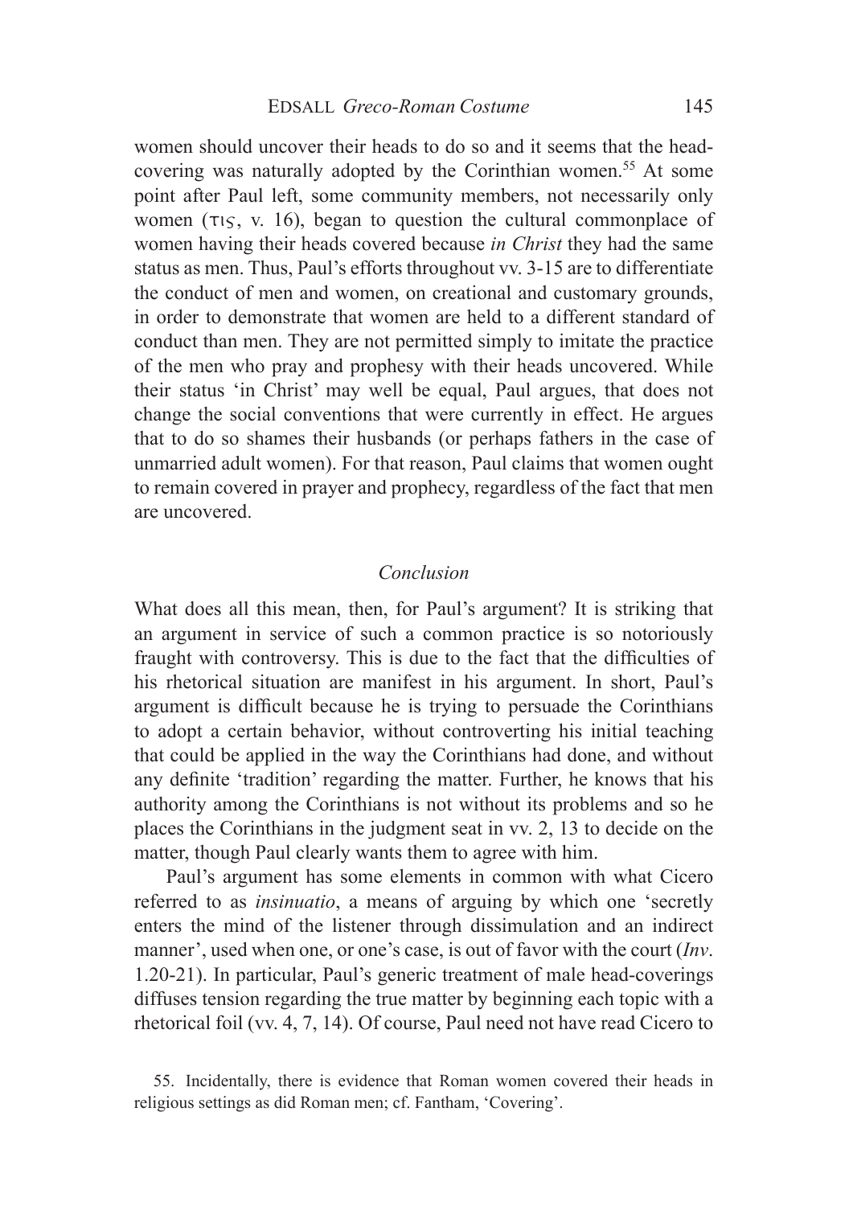women should uncover their heads to do so and it seems that the head-covering was naturally adopted by the Corinthian women.[55] At some point after Paul left, some community members, not necessarily only women (τις, v. 16), began to question the cultural commonplace of women having their heads covered because *in Christ* they had the same status as men. Thus, Paul's efforts throughout vv. 3-15 are to differentiate the conduct of men and women, on creational and customary grounds, in order to demonstrate that women are held to a different standard of conduct than men. They are not permitted simply to imitate the practice of the men who pray and prophesy with their heads uncovered. While their status 'in Christ' may well be equal, Paul argues, that does not change the social conventions that were currently in effect. He argues that to do so shames their husbands (or perhaps fathers in the case of unmarried adult women). For that reason, Paul claims that women ought to remain covered in prayer and prophecy, regardless of the fact that men are uncovered.

## *Conclusion*

What does all this mean, then, for Paul's argument? It is striking that an argument in service of such a common practice is so notoriously fraught with controversy. This is due to the fact that the difficulties of his rhetorical situation are manifest in his argument. In short, Paul's argument is difficult because he is trying to persuade the Corinthians to adopt a certain behavior, without controverting his initial teaching that could be applied in the way the Corinthians had done, and without any definite 'tradition' regarding the matter. Further, he knows that his authority among the Corinthians is not without its problems and so he places the Corinthians in the judgment seat in vv. 2, 13 to decide on the matter, though Paul clearly wants them to agree with him.

Paul's argument has some elements in common with what Cicero referred to as *insinuatio*, a means of arguing by which one 'secretly enters the mind of the listener through dissimulation and an indirect manner', used when one, or one's case, is out of favor with the court (*Inv*. 1.20-21). In particular, Paul's generic treatment of male head-coverings diffuses tension regarding the true matter by beginning each topic with a rhetorical foil (vv. 4, 7, 14). Of course, Paul need not have read Cicero to

55. Incidentally, there is evidence that Roman women covered their heads in religious settings as did Roman men; cf. Fantham, 'Covering'.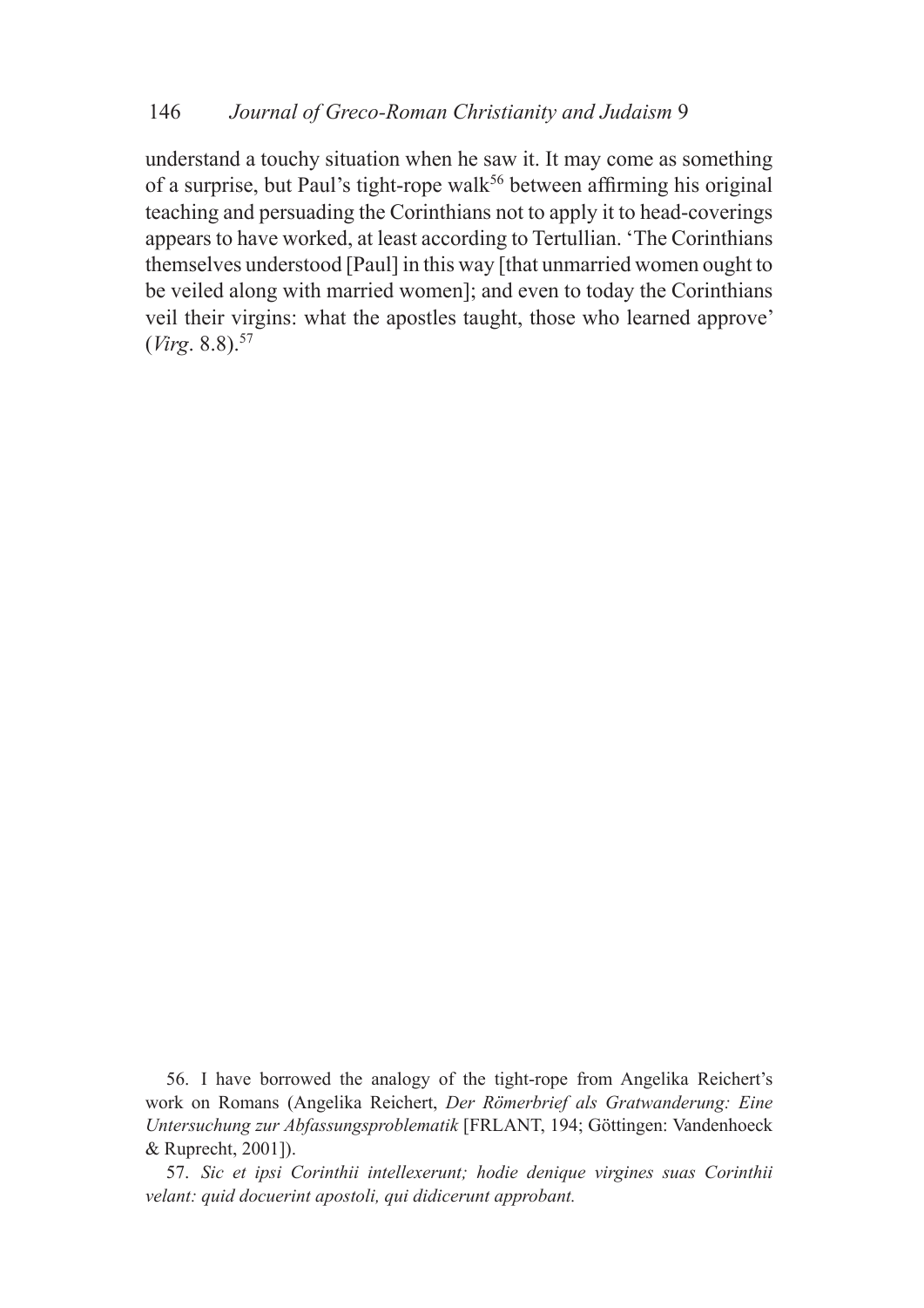understand a touchy situation when he saw it. It may come as something of a surprise, but Paul's tight-rope walk[56] between affirming his original teaching and persuading the Corinthians not to apply it to head-coverings appears to have worked, at least according to Tertullian. 'The Corinthians themselves understood [Paul] in this way [that unmarried women ought to be veiled along with married women]; and even to today the Corinthians veil their virgins: what the apostles taught, those who learned approve' (*Virg*. 8.8).[57]

56. I have borrowed the analogy of the tight-rope from Angelika Reichert's work on Romans (Angelika Reichert, *Der Römerbrief als Gratwanderung: Eine Untersuchung zur Abfassungsproblematik* [FRLANT, 194; Göttingen: Vandenhoeck & Ruprecht, 2001]).

57. *Sic et ipsi Corinthii intellexerunt; hodie denique virgines suas Corinthii velant: quid docuerint apostoli, qui didicerunt approbant.*